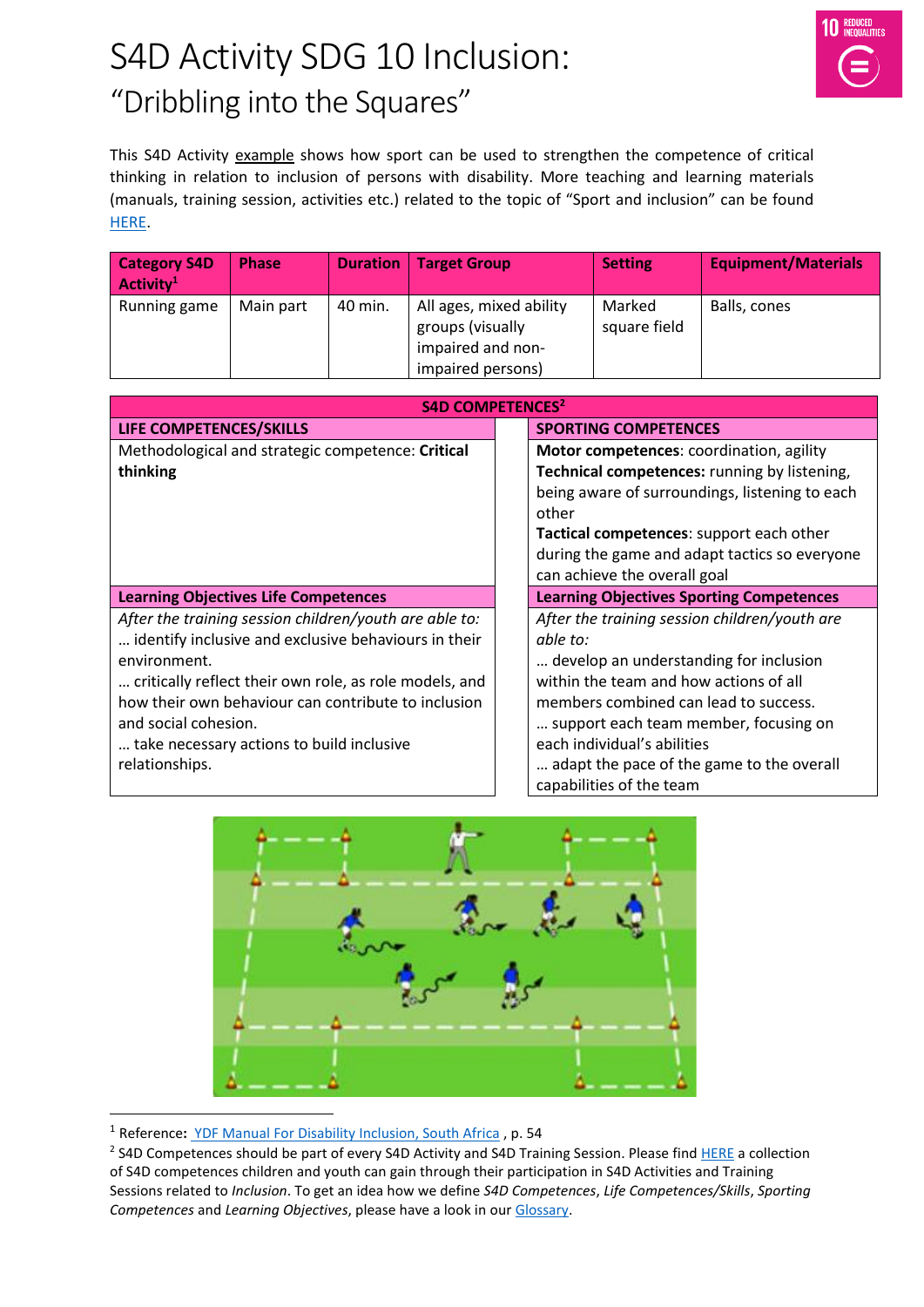# S4D Activity SDG 10 Inclusion:
## "Dribbling into the Squares"

This S4D Activity example shows how sport can be used to strengthen the competence of critical thinking in relation to inclusion of persons with disability. More teaching and learning materials (manuals, training session, activities etc.) related to the topic of "Sport and inclusion" can be found HERE.

| Category S4D Activity[1] | Phase | Duration | Target Group | Setting | Equipment/Materials |
|---|---|---|---|---|---|
| Running game | Main part | 40 min. | All ages, mixed ability groups (visually impaired and non-impaired persons) | Marked square field | Balls, cones |

| S4D COMPETENCES[2] | |
|---|---|
| **LIFE COMPETENCES/SKILLS** | **SPORTING COMPETENCES** |
| Methodological and strategic competence: **Critical thinking** | **Motor competences**: coordination, agility<br>**Technical competences:** running by listening, being aware of surroundings, listening to each other<br>**Tactical competences**: support each other during the game and adapt tactics so everyone can achieve the overall goal |
| **Learning Objectives Life Competences** | **Learning Objectives Sporting Competences** |
| *After the training session children/youth are able to:*<br>… identify inclusive and exclusive behaviours in their environment.<br>… critically reflect their own role, as role models, and how their own behaviour can contribute to inclusion and social cohesion.<br>… take necessary actions to build inclusive relationships. | *After the training session children/youth are able to:*<br>… develop an understanding for inclusion within the team and how actions of all members combined can lead to success.<br>… support each team member, focusing on each individual's abilities<br>… adapt the pace of the game to the overall capabilities of the team |

---

[1] Reference: YDF Manual For Disability Inclusion, South Africa , p. 54

[2] S4D Competences should be part of every S4D Activity and S4D Training Session. Please find HERE a collection of S4D competences children and youth can gain through their participation in S4D Activities and Training Sessions related to *Inclusion*. To get an idea how we define *S4D Competences*, *Life Competences/Skills*, *Sporting Competences* and *Learning Objectives*, please have a look in our Glossary.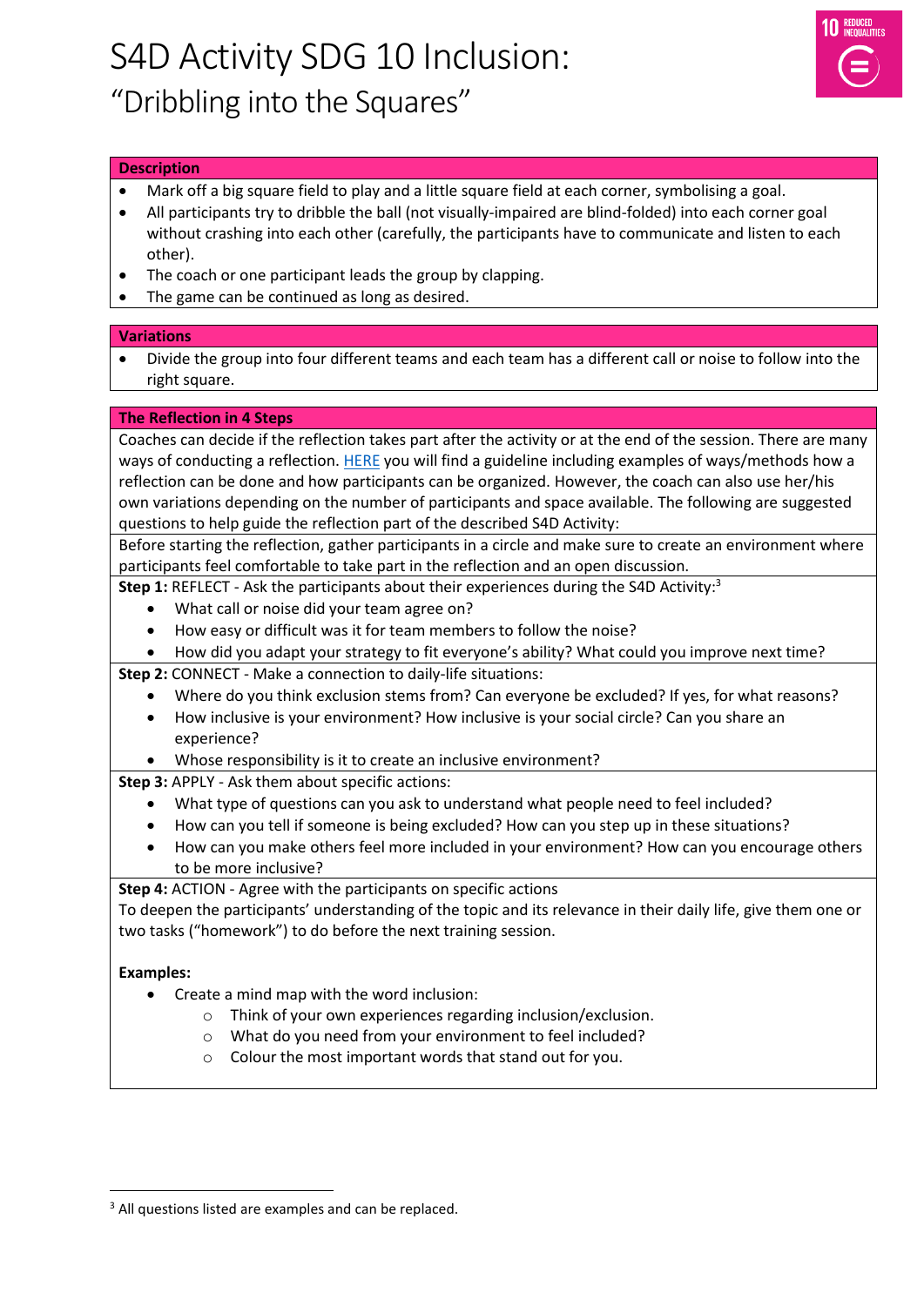# S4D Activity SDG 10 Inclusion:

## "Dribbling into the Squares"

### Description

- Mark off a big square field to play and a little square field at each corner, symbolising a goal.
- All participants try to dribble the ball (not visually-impaired are blind-folded) into each corner goal without crashing into each other (carefully, the participants have to communicate and listen to each other).
- The coach or one participant leads the group by clapping.
- The game can be continued as long as desired.

### Variations

- Divide the group into four different teams and each team has a different call or noise to follow into the right square.

### The Reflection in 4 Steps

Coaches can decide if the reflection takes part after the activity or at the end of the session. There are many ways of conducting a reflection. HERE you will find a guideline including examples of ways/methods how a reflection can be done and how participants can be organized. However, the coach can also use her/his own variations depending on the number of participants and space available. The following are suggested questions to help guide the reflection part of the described S4D Activity:

Before starting the reflection, gather participants in a circle and make sure to create an environment where participants feel comfortable to take part in the reflection and an open discussion.

**Step 1:** REFLECT - Ask the participants about their experiences during the S4D Activity:[3]

- What call or noise did your team agree on?
- How easy or difficult was it for team members to follow the noise?
- How did you adapt your strategy to fit everyone's ability? What could you improve next time?

**Step 2:** CONNECT - Make a connection to daily-life situations:

- Where do you think exclusion stems from? Can everyone be excluded? If yes, for what reasons?
- How inclusive is your environment? How inclusive is your social circle? Can you share an experience?
- Whose responsibility is it to create an inclusive environment?

**Step 3:** APPLY - Ask them about specific actions:

- What type of questions can you ask to understand what people need to feel included?
- How can you tell if someone is being excluded? How can you step up in these situations?
- How can you make others feel more included in your environment? How can you encourage others to be more inclusive?

**Step 4:** ACTION - Agree with the participants on specific actions

To deepen the participants' understanding of the topic and its relevance in their daily life, give them one or two tasks ("homework") to do before the next training session.

**Examples:**

- Create a mind map with the word inclusion:
  - Think of your own experiences regarding inclusion/exclusion.
  - What do you need from your environment to feel included?
  - Colour the most important words that stand out for you.

[3] All questions listed are examples and can be replaced.